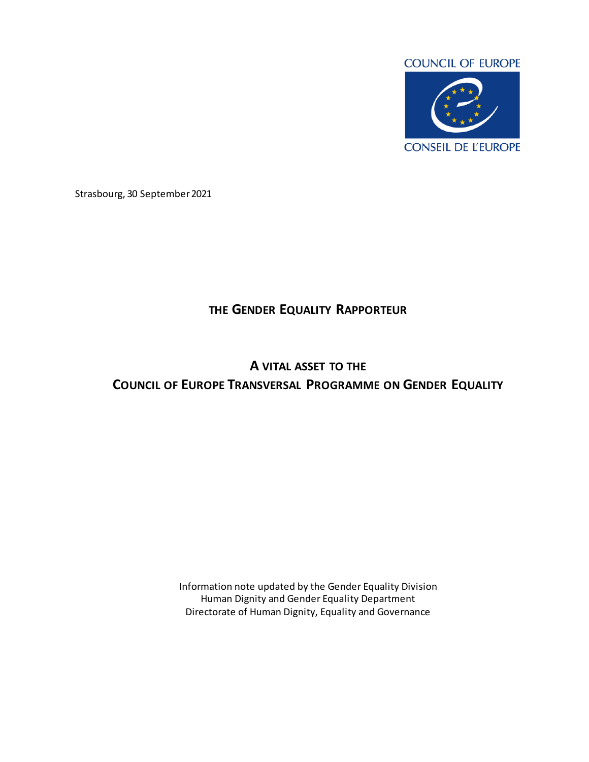COUNCIL OF EUROPE

CONSEIL DE L'EUROPE

Strasbourg, 30 September 2021

# THE GENDER EQUALITY RAPPORTEUR

## A VITAL ASSET TO THE COUNCIL OF EUROPE TRANSVERSAL PROGRAMME ON GENDER EQUALITY

Information note updated by the Gender Equality Division
Human Dignity and Gender Equality Department
Directorate of Human Dignity, Equality and Governance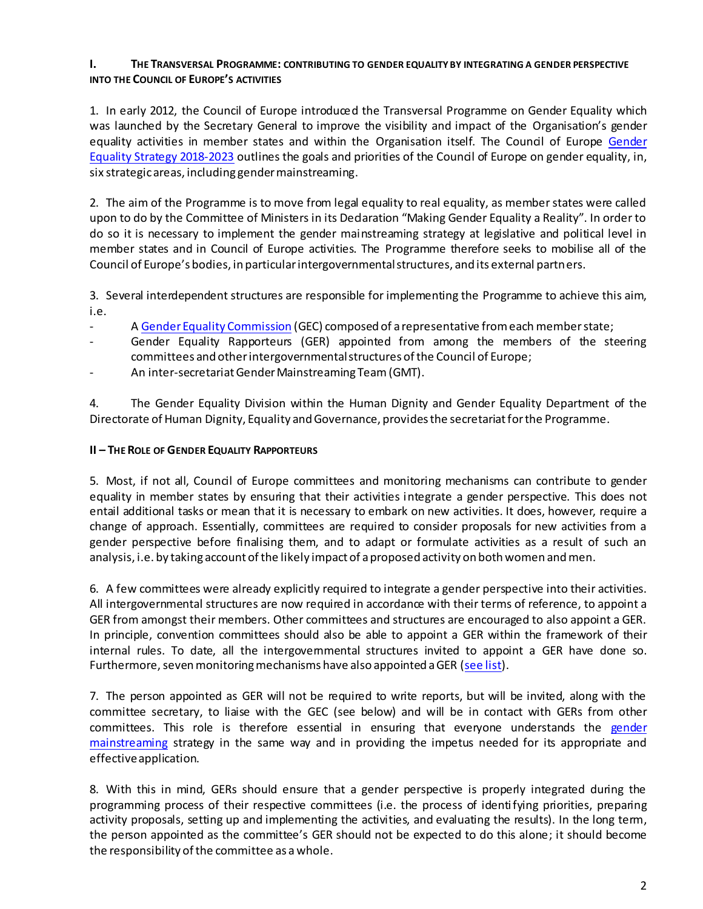## I. The Transversal Programme: contributing to gender equality by integrating a gender perspective into the Council of Europe's activities

1. In early 2012, the Council of Europe introduced the Transversal Programme on Gender Equality which was launched by the Secretary General to improve the visibility and impact of the Organisation's gender equality activities in member states and within the Organisation itself. The Council of Europe Gender Equality Strategy 2018-2023 outlines the goals and priorities of the Council of Europe on gender equality, in, six strategic areas, including gender mainstreaming.

2. The aim of the Programme is to move from legal equality to real equality, as member states were called upon to do by the Committee of Ministers in its Declaration "Making Gender Equality a Reality". In order to do so it is necessary to implement the gender mainstreaming strategy at legislative and political level in member states and in Council of Europe activities. The Programme therefore seeks to mobilise all of the Council of Europe's bodies, in particular intergovernmental structures, and its external partners.

3. Several interdependent structures are responsible for implementing the Programme to achieve this aim, i.e.

- A Gender Equality Commission (GEC) composed of a representative from each member state;
- Gender Equality Rapporteurs (GER) appointed from among the members of the steering committees and other intergovernmental structures of the Council of Europe;
- An inter-secretariat Gender Mainstreaming Team (GMT).

4. The Gender Equality Division within the Human Dignity and Gender Equality Department of the Directorate of Human Dignity, Equality and Governance, provides the secretariat for the Programme.

## II – The Role of Gender Equality Rapporteurs

5. Most, if not all, Council of Europe committees and monitoring mechanisms can contribute to gender equality in member states by ensuring that their activities integrate a gender perspective. This does not entail additional tasks or mean that it is necessary to embark on new activities. It does, however, require a change of approach. Essentially, committees are required to consider proposals for new activities from a gender perspective before finalising them, and to adapt or formulate activities as a result of such an analysis, i.e. by taking account of the likely impact of a proposed activity on both women and men.

6. A few committees were already explicitly required to integrate a gender perspective into their activities. All intergovernmental structures are now required in accordance with their terms of reference, to appoint a GER from amongst their members. Other committees and structures are encouraged to also appoint a GER. In principle, convention committees should also be able to appoint a GER within the framework of their internal rules. To date, all the intergovernmental structures invited to appoint a GER have done so. Furthermore, seven monitoring mechanisms have also appointed a GER (see list).

7. The person appointed as GER will not be required to write reports, but will be invited, along with the committee secretary, to liaise with the GEC (see below) and will be in contact with GERs from other committees. This role is therefore essential in ensuring that everyone understands the gender mainstreaming strategy in the same way and in providing the impetus needed for its appropriate and effective application.

8. With this in mind, GERs should ensure that a gender perspective is properly integrated during the programming process of their respective committees (i.e. the process of identifying priorities, preparing activity proposals, setting up and implementing the activities, and evaluating the results). In the long term, the person appointed as the committee's GER should not be expected to do this alone; it should become the responsibility of the committee as a whole.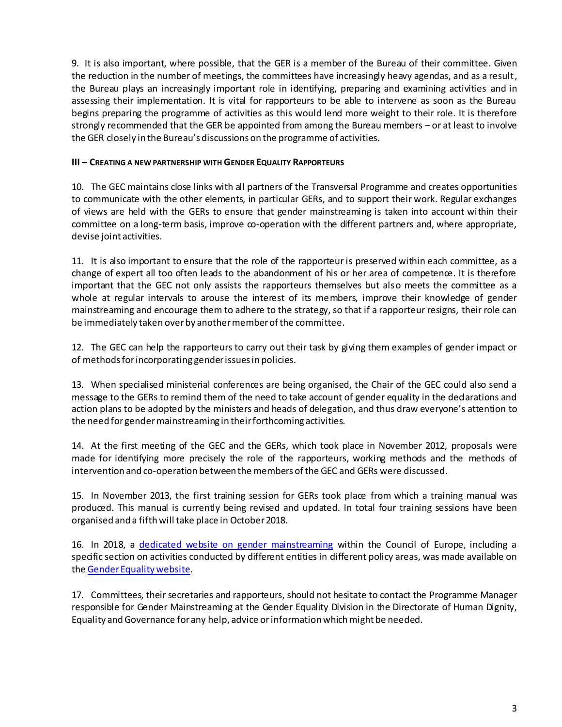9. It is also important, where possible, that the GER is a member of the Bureau of their committee. Given the reduction in the number of meetings, the committees have increasingly heavy agendas, and as a result, the Bureau plays an increasingly important role in identifying, preparing and examining activities and in assessing their implementation. It is vital for rapporteurs to be able to intervene as soon as the Bureau begins preparing the programme of activities as this would lend more weight to their role. It is therefore strongly recommended that the GER be appointed from among the Bureau members – or at least to involve the GER closely in the Bureau's discussions on the programme of activities.

**III – CREATING A NEW PARTNERSHIP WITH GENDER EQUALITY RAPPORTEURS**

10. The GEC maintains close links with all partners of the Transversal Programme and creates opportunities to communicate with the other elements, in particular GERs, and to support their work. Regular exchanges of views are held with the GERs to ensure that gender mainstreaming is taken into account within their committee on a long-term basis, improve co-operation with the different partners and, where appropriate, devise joint activities.

11. It is also important to ensure that the role of the rapporteur is preserved within each committee, as a change of expert all too often leads to the abandonment of his or her area of competence. It is therefore important that the GEC not only assists the rapporteurs themselves but also meets the committee as a whole at regular intervals to arouse the interest of its members, improve their knowledge of gender mainstreaming and encourage them to adhere to the strategy, so that if a rapporteur resigns, their role can be immediately taken over by another member of the committee.

12. The GEC can help the rapporteurs to carry out their task by giving them examples of gender impact or of methods for incorporating gender issues in policies.

13. When specialised ministerial conferences are being organised, the Chair of the GEC could also send a message to the GERs to remind them of the need to take account of gender equality in the declarations and action plans to be adopted by the ministers and heads of delegation, and thus draw everyone's attention to the need for gender mainstreaming in their forthcoming activities.

14. At the first meeting of the GEC and the GERs, which took place in November 2012, proposals were made for identifying more precisely the role of the rapporteurs, working methods and the methods of intervention and co-operation between the members of the GEC and GERs were discussed.

15. In November 2013, the first training session for GERs took place from which a training manual was produced. This manual is currently being revised and updated. In total four training sessions have been organised and a fifth will take place in October 2018.

16. In 2018, a dedicated website on gender mainstreaming within the Council of Europe, including a specific section on activities conducted by different entities in different policy areas, was made available on the Gender Equality website.

17. Committees, their secretaries and rapporteurs, should not hesitate to contact the Programme Manager responsible for Gender Mainstreaming at the Gender Equality Division in the Directorate of Human Dignity, Equality and Governance for any help, advice or information which might be needed.